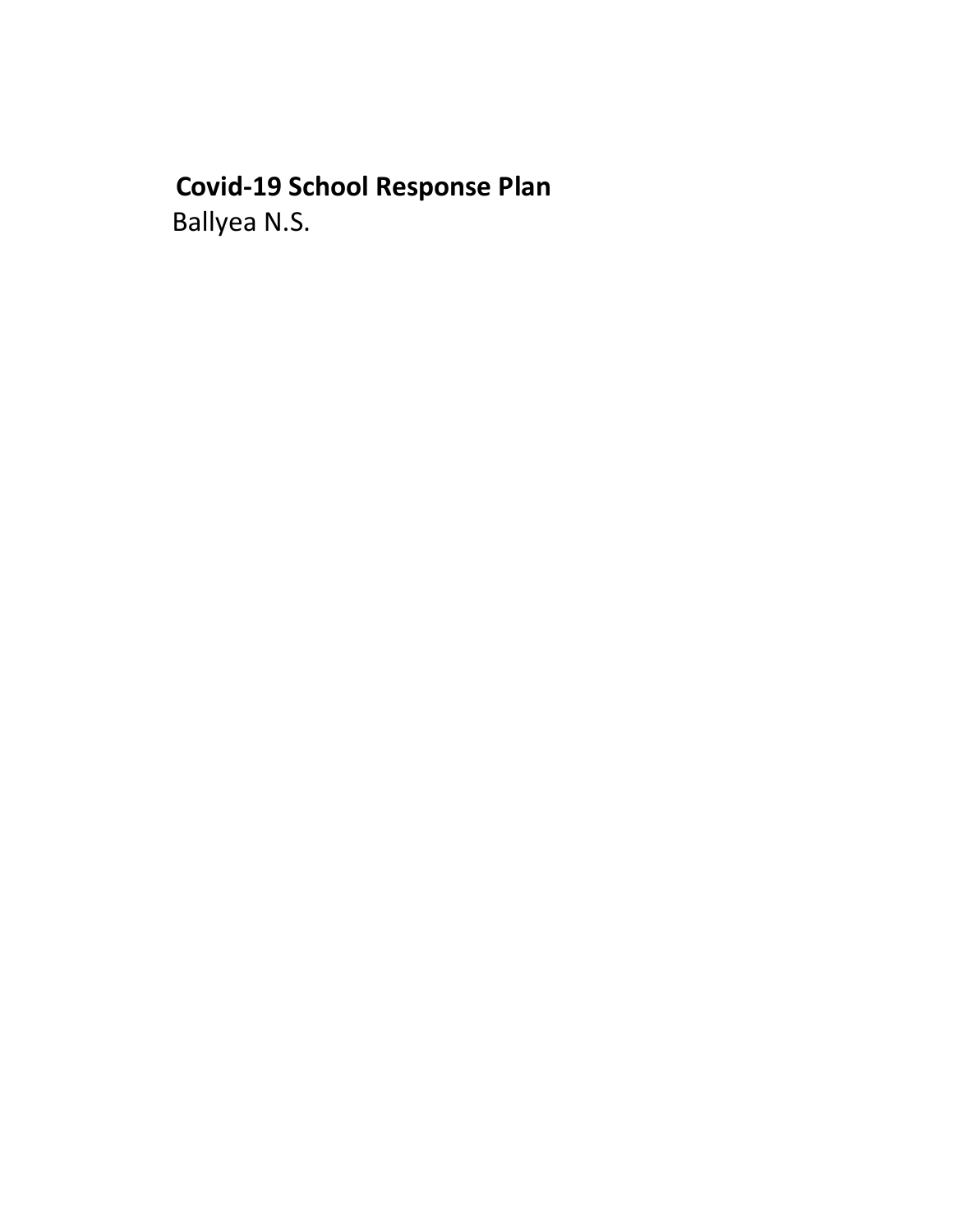# Covid-19 School Response Plan

Ballyea N.S.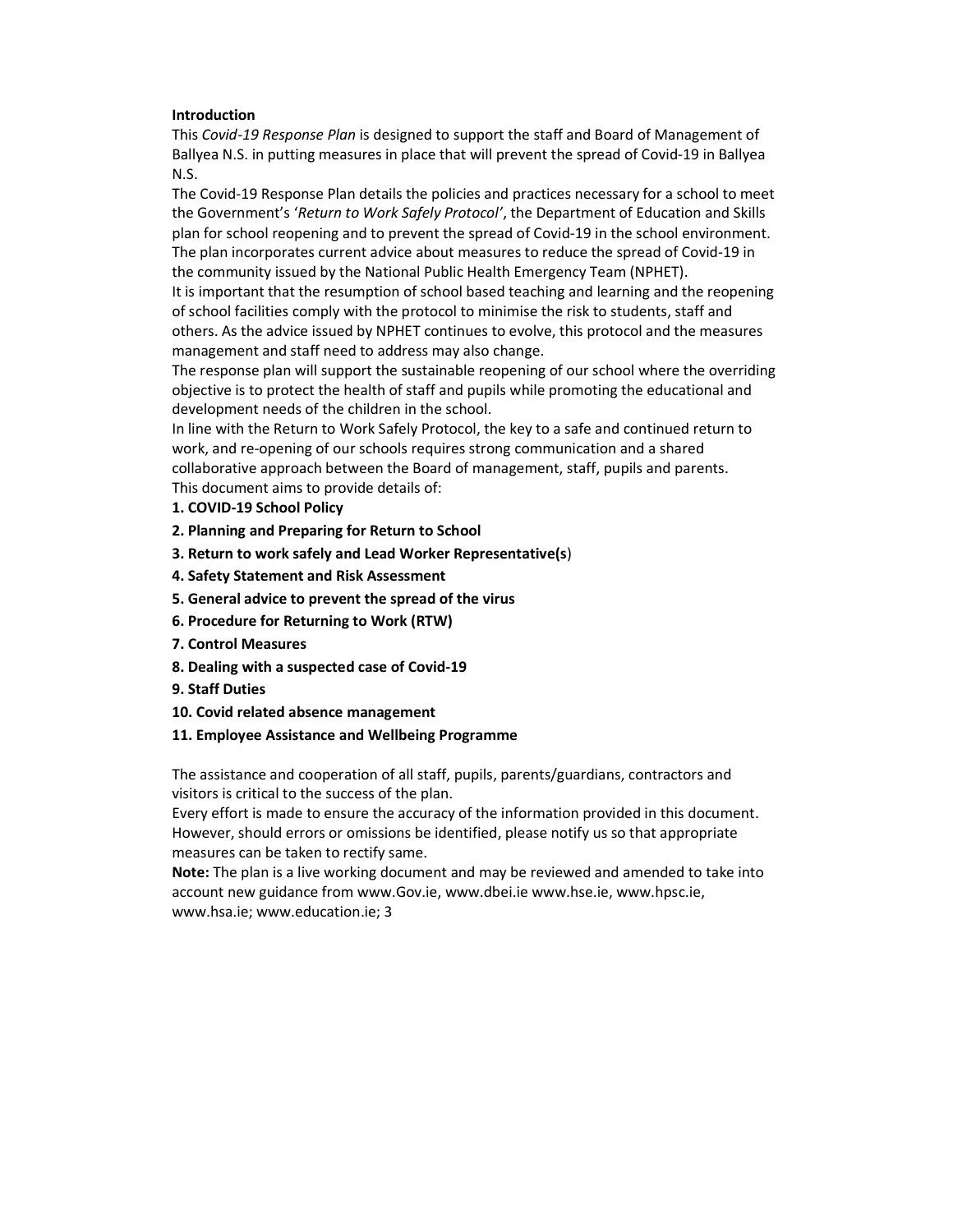## Introduction

This *Covid-19 Response Plan* is designed to support the staff and Board of Management of Ballyea N.S. in putting measures in place that will prevent the spread of Covid-19 in Ballyea N.S.

The Covid-19 Response Plan details the policies and practices necessary for a school to meet the Government's '*Return to Work Safely Protocol'*, the Department of Education and Skills plan for school reopening and to prevent the spread of Covid-19 in the school environment. The plan incorporates current advice about measures to reduce the spread of Covid-19 in the community issued by the National Public Health Emergency Team (NPHET).

It is important that the resumption of school based teaching and learning and the reopening of school facilities comply with the protocol to minimise the risk to students, staff and others. As the advice issued by NPHET continues to evolve, this protocol and the measures management and staff need to address may also change.

The response plan will support the sustainable reopening of our school where the overriding objective is to protect the health of staff and pupils while promoting the educational and development needs of the children in the school.

In line with the Return to Work Safely Protocol, the key to a safe and continued return to work, and re-opening of our schools requires strong communication and a shared collaborative approach between the Board of management, staff, pupils and parents.

This document aims to provide details of:

**1. COVID-19 School Policy**

**2. Planning and Preparing for Return to School**

**3. Return to work safely and Lead Worker Representative(s**)

**4. Safety Statement and Risk Assessment**

**5. General advice to prevent the spread of the virus**

**6. Procedure for Returning to Work (RTW)**

**7. Control Measures**

**8. Dealing with a suspected case of Covid-19**

**9. Staff Duties**

**10. Covid related absence management**

**11. Employee Assistance and Wellbeing Programme**

The assistance and cooperation of all staff, pupils, parents/guardians, contractors and visitors is critical to the success of the plan.

Every effort is made to ensure the accuracy of the information provided in this document. However, should errors or omissions be identified, please notify us so that appropriate measures can be taken to rectify same.

**Note:** The plan is a live working document and may be reviewed and amended to take into account new guidance from www.Gov.ie, www.dbei.ie www.hse.ie, www.hpsc.ie, www.hsa.ie; www.education.ie; 3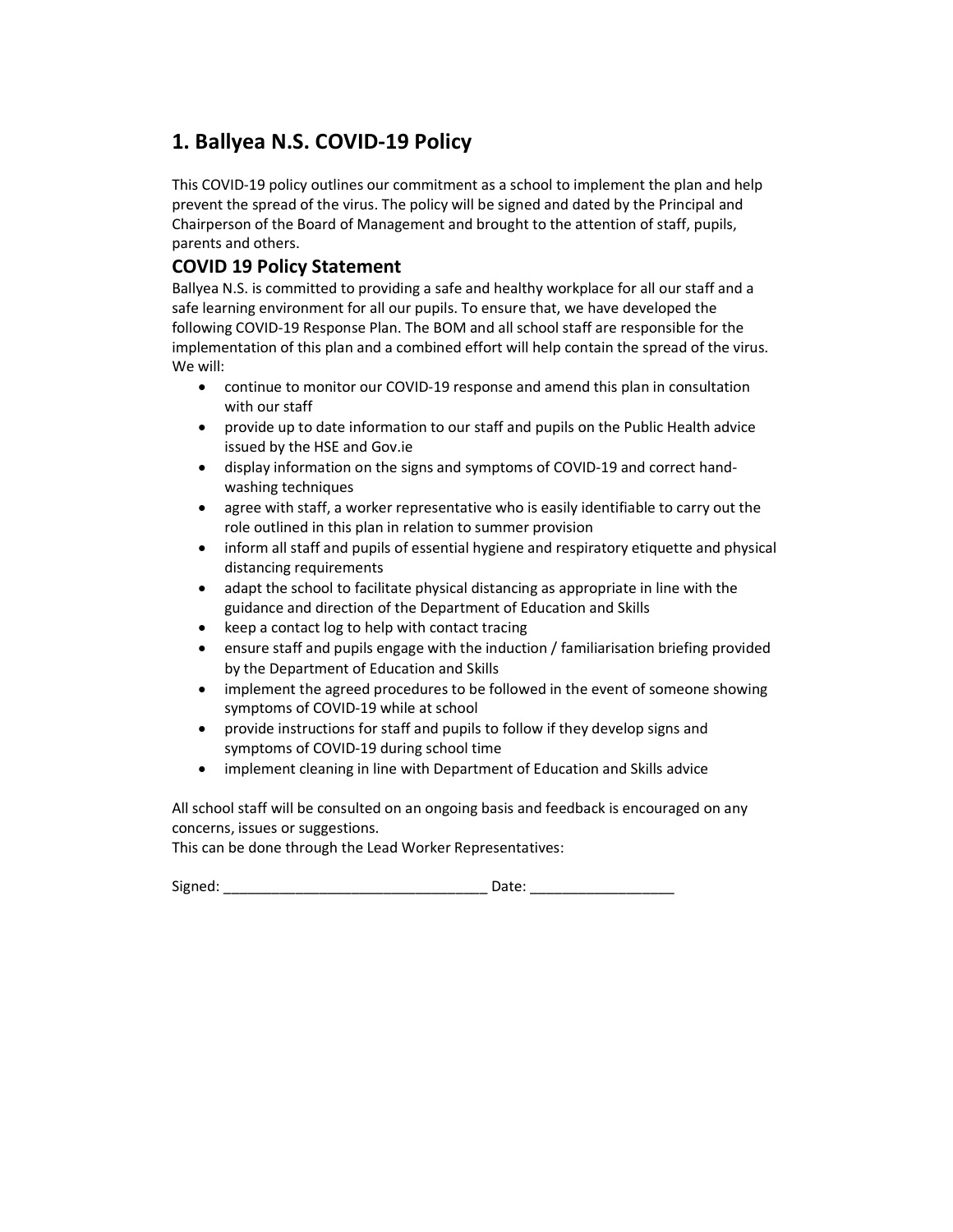# 1. Ballyea N.S. COVID-19 Policy

This COVID-19 policy outlines our commitment as a school to implement the plan and help prevent the spread of the virus. The policy will be signed and dated by the Principal and Chairperson of the Board of Management and brought to the attention of staff, pupils, parents and others.

## COVID 19 Policy Statement

Ballyea N.S. is committed to providing a safe and healthy workplace for all our staff and a safe learning environment for all our pupils. To ensure that, we have developed the following COVID-19 Response Plan. The BOM and all school staff are responsible for the implementation of this plan and a combined effort will help contain the spread of the virus. We will:

- continue to monitor our COVID-19 response and amend this plan in consultation with our staff
- provide up to date information to our staff and pupils on the Public Health advice issued by the HSE and Gov.ie
- display information on the signs and symptoms of COVID-19 and correct hand-washing techniques
- agree with staff, a worker representative who is easily identifiable to carry out the role outlined in this plan in relation to summer provision
- inform all staff and pupils of essential hygiene and respiratory etiquette and physical distancing requirements
- adapt the school to facilitate physical distancing as appropriate in line with the guidance and direction of the Department of Education and Skills
- keep a contact log to help with contact tracing
- ensure staff and pupils engage with the induction / familiarisation briefing provided by the Department of Education and Skills
- implement the agreed procedures to be followed in the event of someone showing symptoms of COVID-19 while at school
- provide instructions for staff and pupils to follow if they develop signs and symptoms of COVID-19 during school time
- implement cleaning in line with Department of Education and Skills advice

All school staff will be consulted on an ongoing basis and feedback is encouraged on any concerns, issues or suggestions.
This can be done through the Lead Worker Representatives:

Signed: ________________________________ Date: _________________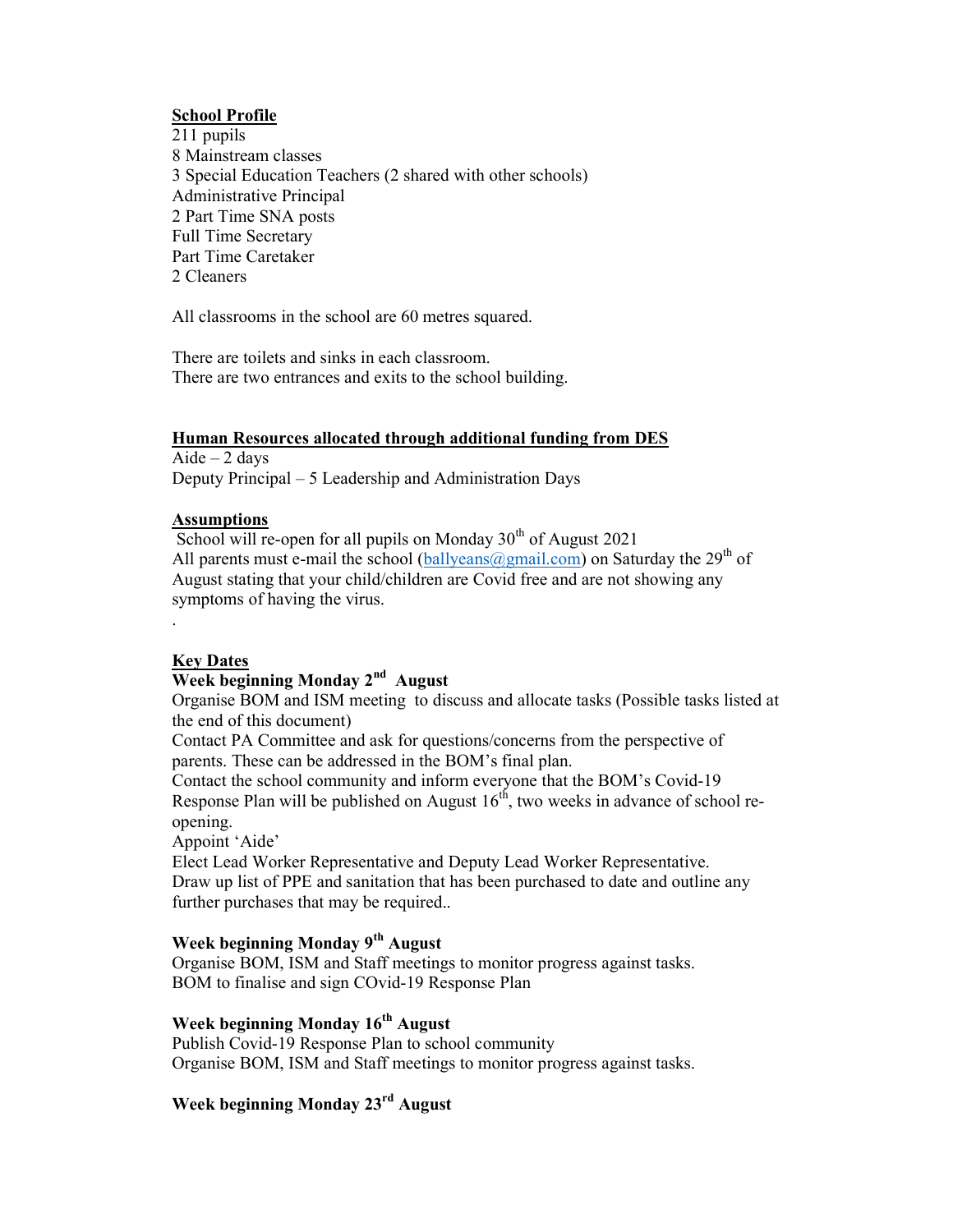**School Profile**

211 pupils
8 Mainstream classes
3 Special Education Teachers (2 shared with other schools)
Administrative Principal
2 Part Time SNA posts
Full Time Secretary
Part Time Caretaker
2 Cleaners

All classrooms in the school are 60 metres squared.

There are toilets and sinks in each classroom.
There are two entrances and exits to the school building.

**Human Resources allocated through additional funding from DES**

Aide – 2 days
Deputy Principal – 5 Leadership and Administration Days

**Assumptions**

School will re-open for all pupils on Monday 30th of August 2021
All parents must e-mail the school (ballyeans@gmail.com) on Saturday the 29th of August stating that your child/children are Covid free and are not showing any symptoms of having the virus.

.

**Key Dates**

**Week beginning Monday 2nd August**

Organise BOM and ISM meeting to discuss and allocate tasks (Possible tasks listed at the end of this document)
Contact PA Committee and ask for questions/concerns from the perspective of parents. These can be addressed in the BOM's final plan.
Contact the school community and inform everyone that the BOM's Covid-19 Response Plan will be published on August 16th, two weeks in advance of school re-opening.
Appoint 'Aide'
Elect Lead Worker Representative and Deputy Lead Worker Representative.
Draw up list of PPE and sanitation that has been purchased to date and outline any further purchases that may be required..

**Week beginning Monday 9th August**

Organise BOM, ISM and Staff meetings to monitor progress against tasks.
BOM to finalise and sign COvid-19 Response Plan

**Week beginning Monday 16th August**

Publish Covid-19 Response Plan to school community
Organise BOM, ISM and Staff meetings to monitor progress against tasks.

**Week beginning Monday 23rd August**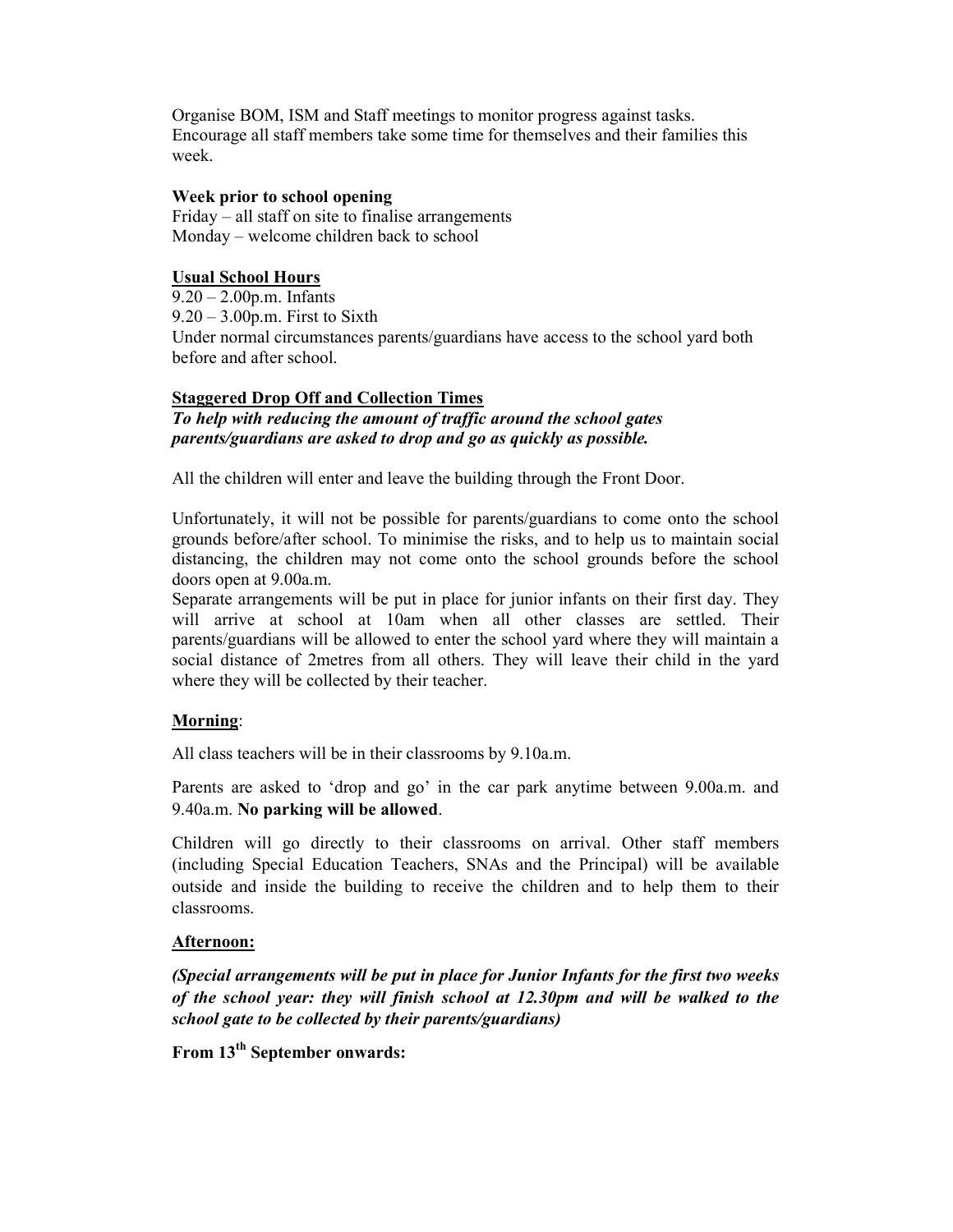Organise BOM, ISM and Staff meetings to monitor progress against tasks.
Encourage all staff members take some time for themselves and their families this week.

**Week prior to school opening**
Friday – all staff on site to finalise arrangements
Monday – welcome children back to school

**Usual School Hours**
9.20 – 2.00p.m. Infants
9.20 – 3.00p.m. First to Sixth
Under normal circumstances parents/guardians have access to the school yard both before and after school.

**Staggered Drop Off and Collection Times**
***To help with reducing the amount of traffic around the school gates parents/guardians are asked to drop and go as quickly as possible.***

All the children will enter and leave the building through the Front Door.

Unfortunately, it will not be possible for parents/guardians to come onto the school grounds before/after school. To minimise the risks, and to help us to maintain social distancing, the children may not come onto the school grounds before the school doors open at 9.00a.m.
Separate arrangements will be put in place for junior infants on their first day. They will arrive at school at 10am when all other classes are settled. Their parents/guardians will be allowed to enter the school yard where they will maintain a social distance of 2metres from all others. They will leave their child in the yard where they will be collected by their teacher.

**Morning**:

All class teachers will be in their classrooms by 9.10a.m.

Parents are asked to 'drop and go' in the car park anytime between 9.00a.m. and 9.40a.m. **No parking will be allowed**.

Children will go directly to their classrooms on arrival. Other staff members (including Special Education Teachers, SNAs and the Principal) will be available outside and inside the building to receive the children and to help them to their classrooms.

**Afternoon:**

***(Special arrangements will be put in place for Junior Infants for the first two weeks of the school year: they will finish school at 12.30pm and will be walked to the school gate to be collected by their parents/guardians)***

**From 13th September onwards:**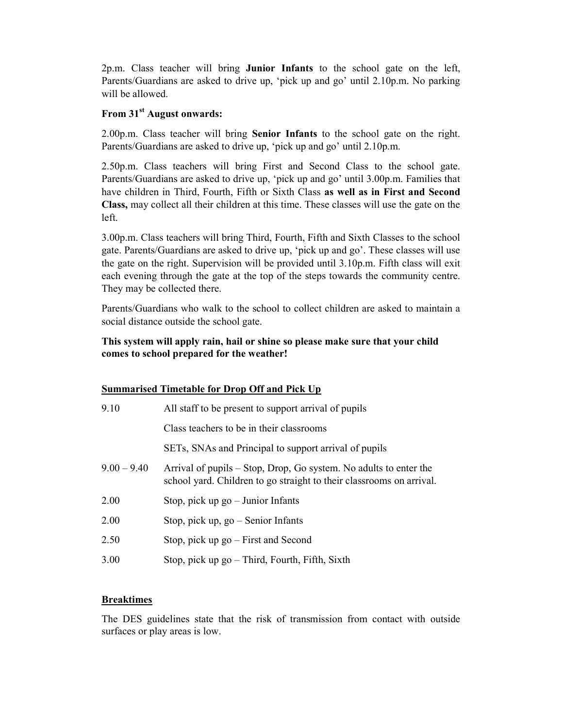2p.m. Class teacher will bring **Junior Infants** to the school gate on the left, Parents/Guardians are asked to drive up, 'pick up and go' until 2.10p.m. No parking will be allowed.

**From 31st August onwards:**

2.00p.m. Class teacher will bring **Senior Infants** to the school gate on the right. Parents/Guardians are asked to drive up, 'pick up and go' until 2.10p.m.

2.50p.m. Class teachers will bring First and Second Class to the school gate. Parents/Guardians are asked to drive up, 'pick up and go' until 3.00p.m. Families that have children in Third, Fourth, Fifth or Sixth Class **as well as in First and Second Class,** may collect all their children at this time. These classes will use the gate on the left.

3.00p.m. Class teachers will bring Third, Fourth, Fifth and Sixth Classes to the school gate. Parents/Guardians are asked to drive up, 'pick up and go'. These classes will use the gate on the right. Supervision will be provided until 3.10p.m. Fifth class will exit each evening through the gate at the top of the steps towards the community centre. They may be collected there.

Parents/Guardians who walk to the school to collect children are asked to maintain a social distance outside the school gate.

**This system will apply rain, hail or shine so please make sure that your child comes to school prepared for the weather!**

**Summarised Timetable for Drop Off and Pick Up**

| | |
|---|---|
| 9.10 | All staff to be present to support arrival of pupils |
| | Class teachers to be in their classrooms |
| | SETs, SNAs and Principal to support arrival of pupils |
| 9.00 – 9.40 | Arrival of pupils – Stop, Drop, Go system. No adults to enter the school yard. Children to go straight to their classrooms on arrival. |
| 2.00 | Stop, pick up go – Junior Infants |
| 2.00 | Stop, pick up, go – Senior Infants |
| 2.50 | Stop, pick up go – First and Second |
| 3.00 | Stop, pick up go – Third, Fourth, Fifth, Sixth |

**Breaktimes**

The DES guidelines state that the risk of transmission from contact with outside surfaces or play areas is low.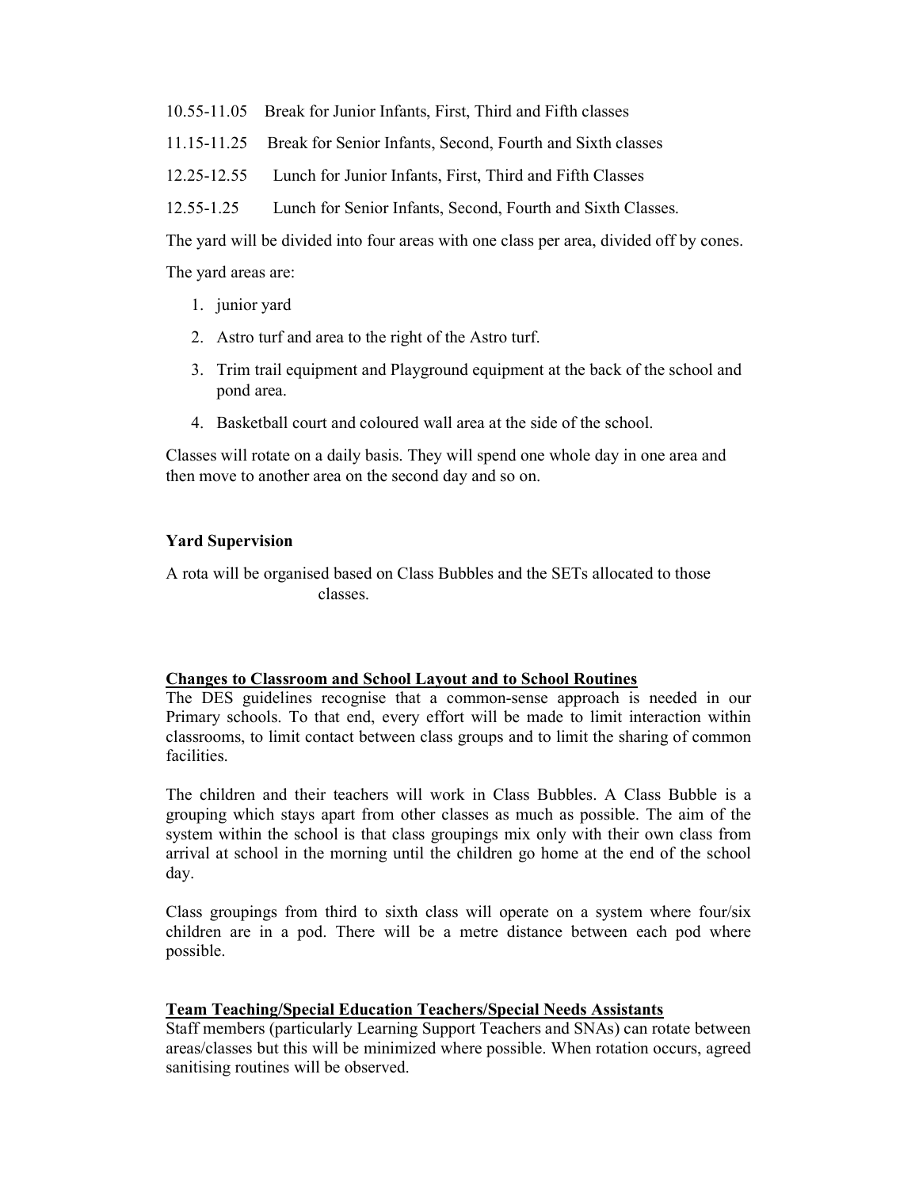10.55-11.05 Break for Junior Infants, First, Third and Fifth classes

11.15-11.25 Break for Senior Infants, Second, Fourth and Sixth classes

12.25-12.55 Lunch for Junior Infants, First, Third and Fifth Classes

12.55-1.25 Lunch for Senior Infants, Second, Fourth and Sixth Classes.

The yard will be divided into four areas with one class per area, divided off by cones.

The yard areas are:

1. junior yard
2. Astro turf and area to the right of the Astro turf.
3. Trim trail equipment and Playground equipment at the back of the school and pond area.
4. Basketball court and coloured wall area at the side of the school.

Classes will rotate on a daily basis. They will spend one whole day in one area and then move to another area on the second day and so on.

**Yard Supervision**

A rota will be organised based on Class Bubbles and the SETs allocated to those classes.

**Changes to Classroom and School Layout and to School Routines**

The DES guidelines recognise that a common-sense approach is needed in our Primary schools. To that end, every effort will be made to limit interaction within classrooms, to limit contact between class groups and to limit the sharing of common facilities.

The children and their teachers will work in Class Bubbles. A Class Bubble is a grouping which stays apart from other classes as much as possible. The aim of the system within the school is that class groupings mix only with their own class from arrival at school in the morning until the children go home at the end of the school day.

Class groupings from third to sixth class will operate on a system where four/six children are in a pod. There will be a metre distance between each pod where possible.

**Team Teaching/Special Education Teachers/Special Needs Assistants**

Staff members (particularly Learning Support Teachers and SNAs) can rotate between areas/classes but this will be minimized where possible. When rotation occurs, agreed sanitising routines will be observed.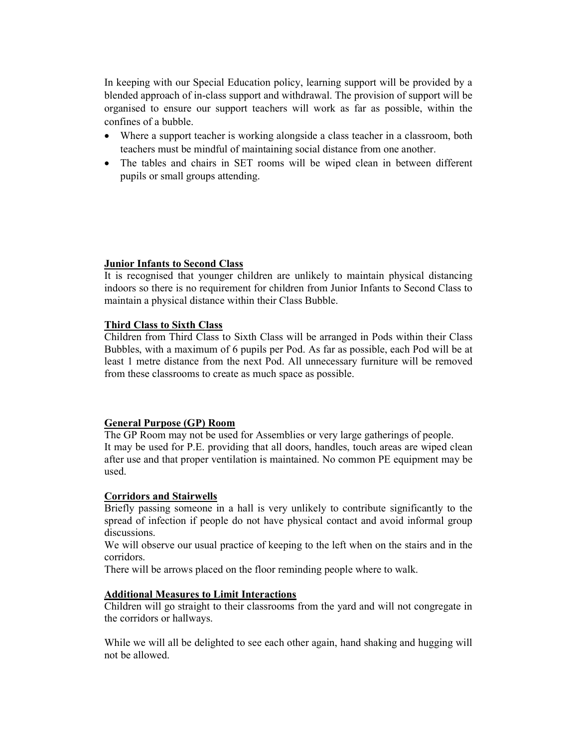In keeping with our Special Education policy, learning support will be provided by a blended approach of in-class support and withdrawal. The provision of support will be organised to ensure our support teachers will work as far as possible, within the confines of a bubble.

- Where a support teacher is working alongside a class teacher in a classroom, both teachers must be mindful of maintaining social distance from one another.
- The tables and chairs in SET rooms will be wiped clean in between different pupils or small groups attending.

**Junior Infants to Second Class**

It is recognised that younger children are unlikely to maintain physical distancing indoors so there is no requirement for children from Junior Infants to Second Class to maintain a physical distance within their Class Bubble.

**Third Class to Sixth Class**

Children from Third Class to Sixth Class will be arranged in Pods within their Class Bubbles, with a maximum of 6 pupils per Pod. As far as possible, each Pod will be at least 1 metre distance from the next Pod. All unnecessary furniture will be removed from these classrooms to create as much space as possible.

**General Purpose (GP) Room**

The GP Room may not be used for Assemblies or very large gatherings of people.
It may be used for P.E. providing that all doors, handles, touch areas are wiped clean after use and that proper ventilation is maintained. No common PE equipment may be used.

**Corridors and Stairwells**

Briefly passing someone in a hall is very unlikely to contribute significantly to the spread of infection if people do not have physical contact and avoid informal group discussions.
We will observe our usual practice of keeping to the left when on the stairs and in the corridors.
There will be arrows placed on the floor reminding people where to walk.

**Additional Measures to Limit Interactions**

Children will go straight to their classrooms from the yard and will not congregate in the corridors or hallways.

While we will all be delighted to see each other again, hand shaking and hugging will not be allowed.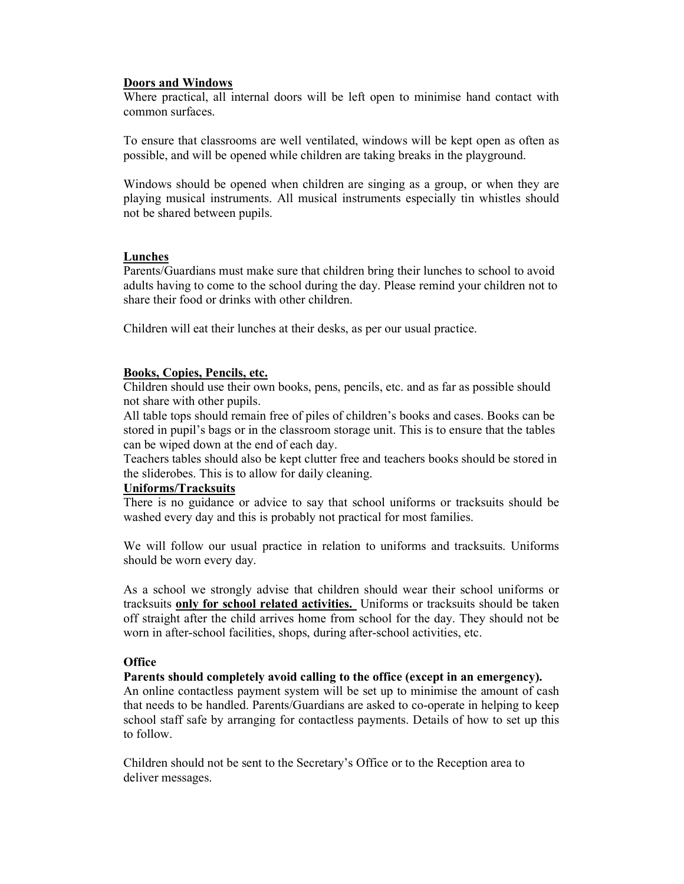## Doors and Windows

Where practical, all internal doors will be left open to minimise hand contact with common surfaces.

To ensure that classrooms are well ventilated, windows will be kept open as often as possible, and will be opened while children are taking breaks in the playground.

Windows should be opened when children are singing as a group, or when they are playing musical instruments. All musical instruments especially tin whistles should not be shared between pupils.

## Lunches

Parents/Guardians must make sure that children bring their lunches to school to avoid adults having to come to the school during the day. Please remind your children not to share their food or drinks with other children.

Children will eat their lunches at their desks, as per our usual practice.

## Books, Copies, Pencils, etc.

Children should use their own books, pens, pencils, etc. and as far as possible should not share with other pupils.

All table tops should remain free of piles of children's books and cases. Books can be stored in pupil's bags or in the classroom storage unit. This is to ensure that the tables can be wiped down at the end of each day.

Teachers tables should also be kept clutter free and teachers books should be stored in the sliderobes. This is to allow for daily cleaning.

## Uniforms/Tracksuits

There is no guidance or advice to say that school uniforms or tracksuits should be washed every day and this is probably not practical for most families.

We will follow our usual practice in relation to uniforms and tracksuits. Uniforms should be worn every day.

As a school we strongly advise that children should wear their school uniforms or tracksuits **only for school related activities.** Uniforms or tracksuits should be taken off straight after the child arrives home from school for the day. They should not be worn in after-school facilities, shops, during after-school activities, etc.

## Office

**Parents should completely avoid calling to the office (except in an emergency).**

An online contactless payment system will be set up to minimise the amount of cash that needs to be handled. Parents/Guardians are asked to co-operate in helping to keep school staff safe by arranging for contactless payments. Details of how to set up this to follow.

Children should not be sent to the Secretary's Office or to the Reception area to deliver messages.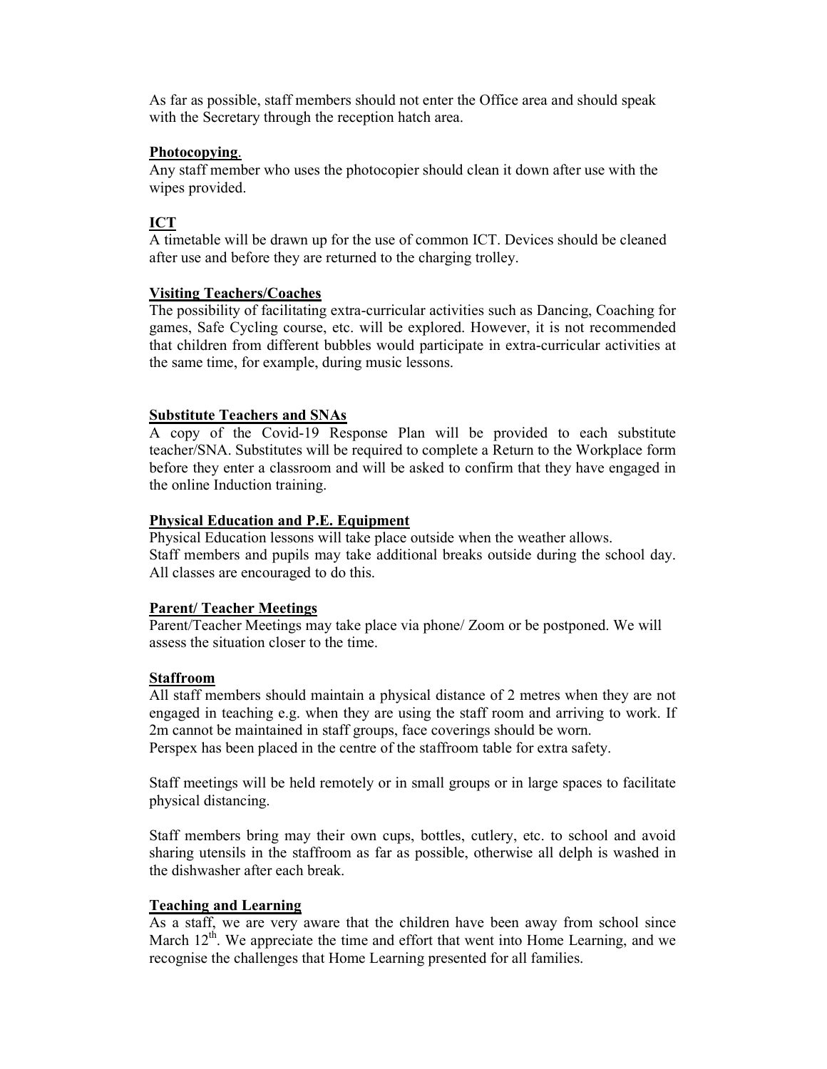As far as possible, staff members should not enter the Office area and should speak with the Secretary through the reception hatch area.

**Photocopying**.

Any staff member who uses the photocopier should clean it down after use with the wipes provided.

**ICT**

A timetable will be drawn up for the use of common ICT. Devices should be cleaned after use and before they are returned to the charging trolley.

**Visiting Teachers/Coaches**

The possibility of facilitating extra-curricular activities such as Dancing, Coaching for games, Safe Cycling course, etc. will be explored. However, it is not recommended that children from different bubbles would participate in extra-curricular activities at the same time, for example, during music lessons.

**Substitute Teachers and SNAs**

A copy of the Covid-19 Response Plan will be provided to each substitute teacher/SNA. Substitutes will be required to complete a Return to the Workplace form before they enter a classroom and will be asked to confirm that they have engaged in the online Induction training.

**Physical Education and P.E. Equipment**

Physical Education lessons will take place outside when the weather allows.
Staff members and pupils may take additional breaks outside during the school day. All classes are encouraged to do this.

**Parent/ Teacher Meetings**

Parent/Teacher Meetings may take place via phone/ Zoom or be postponed. We will assess the situation closer to the time.

**Staffroom**

All staff members should maintain a physical distance of 2 metres when they are not engaged in teaching e.g. when they are using the staff room and arriving to work. If 2m cannot be maintained in staff groups, face coverings should be worn.
Perspex has been placed in the centre of the staffroom table for extra safety.

Staff meetings will be held remotely or in small groups or in large spaces to facilitate physical distancing.

Staff members bring may their own cups, bottles, cutlery, etc. to school and avoid sharing utensils in the staffroom as far as possible, otherwise all delph is washed in the dishwasher after each break.

**Teaching and Learning**

As a staff, we are very aware that the children have been away from school since March 12th. We appreciate the time and effort that went into Home Learning, and we recognise the challenges that Home Learning presented for all families.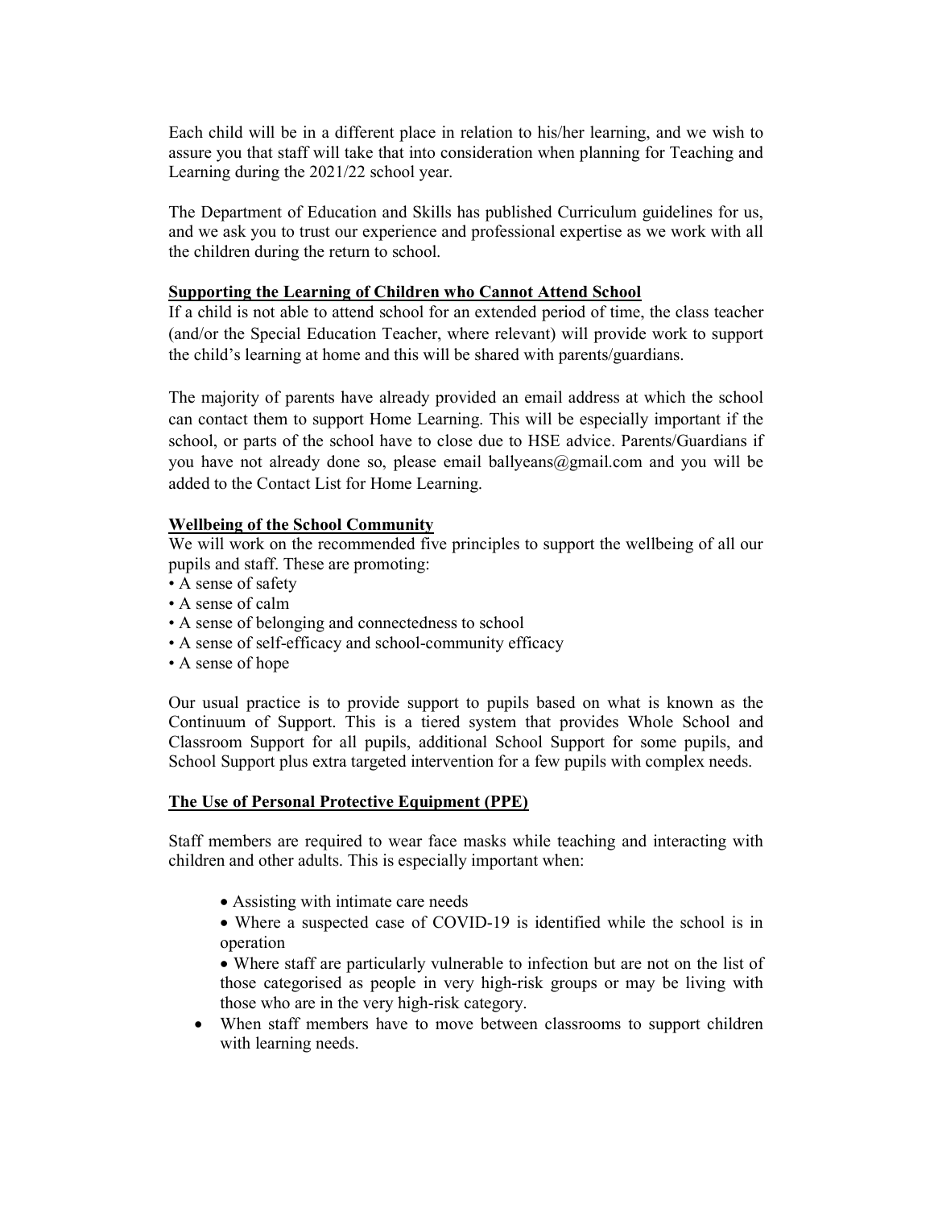Each child will be in a different place in relation to his/her learning, and we wish to assure you that staff will take that into consideration when planning for Teaching and Learning during the 2021/22 school year.

The Department of Education and Skills has published Curriculum guidelines for us, and we ask you to trust our experience and professional expertise as we work with all the children during the return to school.

## Supporting the Learning of Children who Cannot Attend School

If a child is not able to attend school for an extended period of time, the class teacher (and/or the Special Education Teacher, where relevant) will provide work to support the child's learning at home and this will be shared with parents/guardians.

The majority of parents have already provided an email address at which the school can contact them to support Home Learning. This will be especially important if the school, or parts of the school have to close due to HSE advice. Parents/Guardians if you have not already done so, please email ballyeans@gmail.com and you will be added to the Contact List for Home Learning.

## Wellbeing of the School Community

We will work on the recommended five principles to support the wellbeing of all our pupils and staff. These are promoting:

- A sense of safety
- A sense of calm
- A sense of belonging and connectedness to school
- A sense of self-efficacy and school-community efficacy
- A sense of hope

Our usual practice is to provide support to pupils based on what is known as the Continuum of Support. This is a tiered system that provides Whole School and Classroom Support for all pupils, additional School Support for some pupils, and School Support plus extra targeted intervention for a few pupils with complex needs.

## The Use of Personal Protective Equipment (PPE)

Staff members are required to wear face masks while teaching and interacting with children and other adults. This is especially important when:

- Assisting with intimate care needs
- Where a suspected case of COVID-19 is identified while the school is in operation
- Where staff are particularly vulnerable to infection but are not on the list of those categorised as people in very high-risk groups or may be living with those who are in the very high-risk category.
- When staff members have to move between classrooms to support children with learning needs.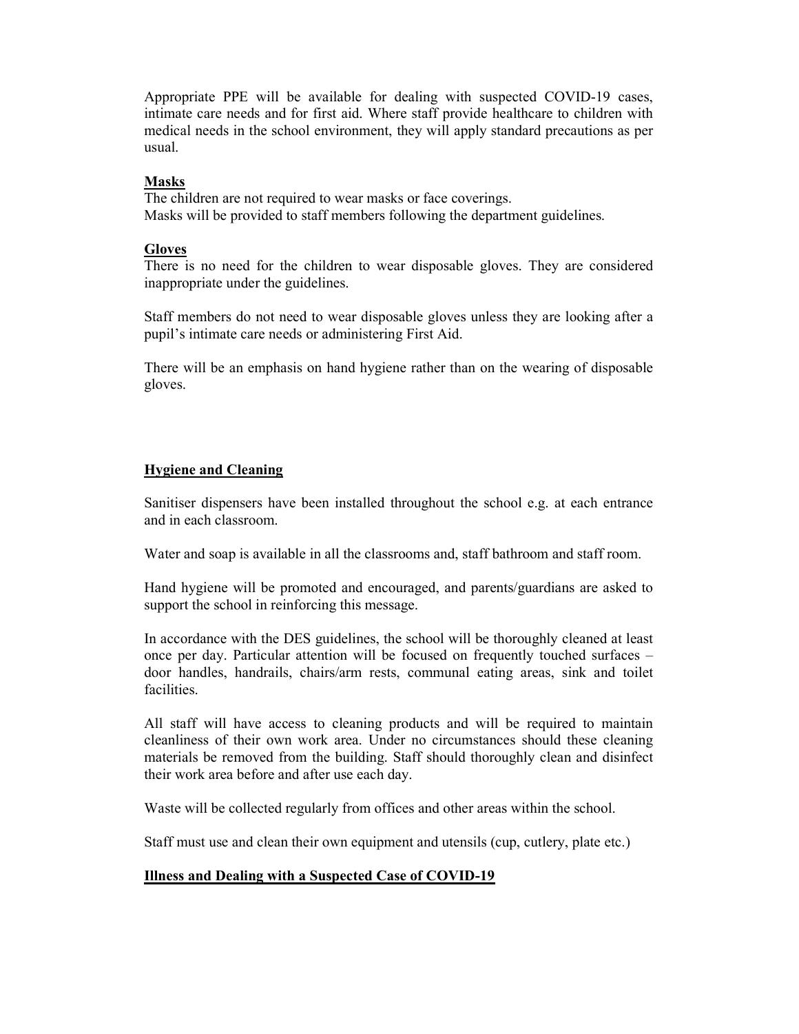Appropriate PPE will be available for dealing with suspected COVID-19 cases, intimate care needs and for first aid. Where staff provide healthcare to children with medical needs in the school environment, they will apply standard precautions as per usual.

**Masks**

The children are not required to wear masks or face coverings.
Masks will be provided to staff members following the department guidelines.

**Gloves**

There is no need for the children to wear disposable gloves. They are considered inappropriate under the guidelines.

Staff members do not need to wear disposable gloves unless they are looking after a pupil's intimate care needs or administering First Aid.

There will be an emphasis on hand hygiene rather than on the wearing of disposable gloves.

**Hygiene and Cleaning**

Sanitiser dispensers have been installed throughout the school e.g. at each entrance and in each classroom.

Water and soap is available in all the classrooms and, staff bathroom and staff room.

Hand hygiene will be promoted and encouraged, and parents/guardians are asked to support the school in reinforcing this message.

In accordance with the DES guidelines, the school will be thoroughly cleaned at least once per day. Particular attention will be focused on frequently touched surfaces – door handles, handrails, chairs/arm rests, communal eating areas, sink and toilet facilities.

All staff will have access to cleaning products and will be required to maintain cleanliness of their own work area. Under no circumstances should these cleaning materials be removed from the building. Staff should thoroughly clean and disinfect their work area before and after use each day.

Waste will be collected regularly from offices and other areas within the school.

Staff must use and clean their own equipment and utensils (cup, cutlery, plate etc.)

**Illness and Dealing with a Suspected Case of COVID-19**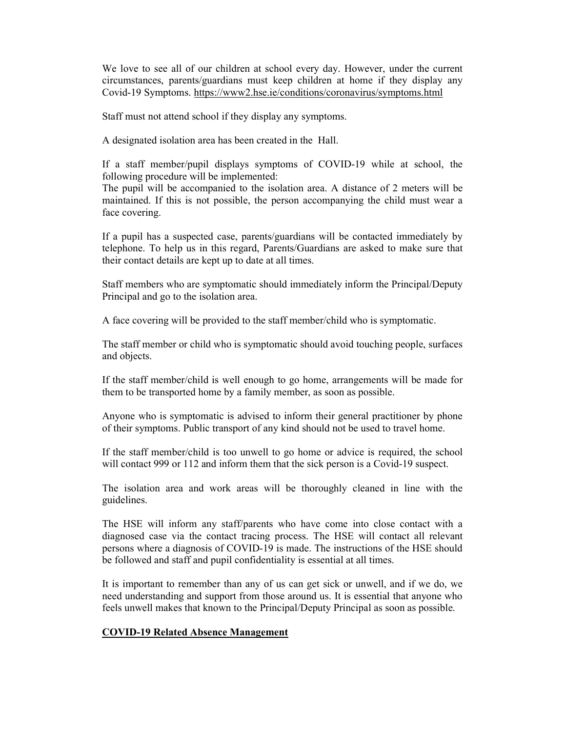We love to see all of our children at school every day. However, under the current circumstances, parents/guardians must keep children at home if they display any Covid-19 Symptoms. https://www2.hse.ie/conditions/coronavirus/symptoms.html

Staff must not attend school if they display any symptoms.

A designated isolation area has been created in the  Hall.

If a staff member/pupil displays symptoms of COVID-19 while at school, the following procedure will be implemented:
The pupil will be accompanied to the isolation area. A distance of 2 meters will be maintained. If this is not possible, the person accompanying the child must wear a face covering.

If a pupil has a suspected case, parents/guardians will be contacted immediately by telephone. To help us in this regard, Parents/Guardians are asked to make sure that their contact details are kept up to date at all times.

Staff members who are symptomatic should immediately inform the Principal/Deputy Principal and go to the isolation area.

A face covering will be provided to the staff member/child who is symptomatic.

The staff member or child who is symptomatic should avoid touching people, surfaces and objects.

If the staff member/child is well enough to go home, arrangements will be made for them to be transported home by a family member, as soon as possible.

Anyone who is symptomatic is advised to inform their general practitioner by phone of their symptoms. Public transport of any kind should not be used to travel home.

If the staff member/child is too unwell to go home or advice is required, the school will contact 999 or 112 and inform them that the sick person is a Covid-19 suspect.

The isolation area and work areas will be thoroughly cleaned in line with the guidelines.

The HSE will inform any staff/parents who have come into close contact with a diagnosed case via the contact tracing process. The HSE will contact all relevant persons where a diagnosis of COVID-19 is made. The instructions of the HSE should be followed and staff and pupil confidentiality is essential at all times.

It is important to remember than any of us can get sick or unwell, and if we do, we need understanding and support from those around us. It is essential that anyone who feels unwell makes that known to the Principal/Deputy Principal as soon as possible.

**COVID-19 Related Absence Management**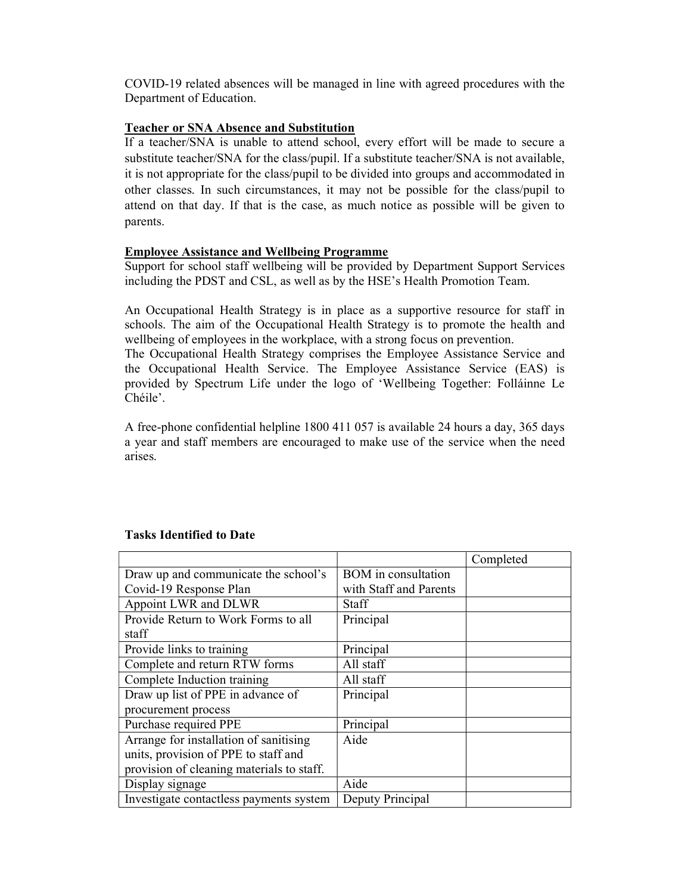COVID-19 related absences will be managed in line with agreed procedures with the Department of Education.

**<u>Teacher or SNA Absence and Substitution</u>**

If a teacher/SNA is unable to attend school, every effort will be made to secure a substitute teacher/SNA for the class/pupil. If a substitute teacher/SNA is not available, it is not appropriate for the class/pupil to be divided into groups and accommodated in other classes. In such circumstances, it may not be possible for the class/pupil to attend on that day. If that is the case, as much notice as possible will be given to parents.

**<u>Employee Assistance and Wellbeing Programme</u>**

Support for school staff wellbeing will be provided by Department Support Services including the PDST and CSL, as well as by the HSE's Health Promotion Team.

An Occupational Health Strategy is in place as a supportive resource for staff in schools. The aim of the Occupational Health Strategy is to promote the health and wellbeing of employees in the workplace, with a strong focus on prevention.
The Occupational Health Strategy comprises the Employee Assistance Service and the Occupational Health Service. The Employee Assistance Service (EAS) is provided by Spectrum Life under the logo of 'Wellbeing Together: Folláinne Le Chéile'.

A free-phone confidential helpline 1800 411 057 is available 24 hours a day, 365 days a year and staff members are encouraged to make use of the service when the need arises.

**Tasks Identified to Date**

| | | Completed |
|---|---|---|
| Draw up and communicate the school's Covid-19 Response Plan | BOM in consultation with Staff and Parents | |
| Appoint LWR and DLWR | Staff | |
| Provide Return to Work Forms to all staff | Principal | |
| Provide links to training | Principal | |
| Complete and return RTW forms | All staff | |
| Complete Induction training | All staff | |
| Draw up list of PPE in advance of procurement process | Principal | |
| Purchase required PPE | Principal | |
| Arrange for installation of sanitising units, provision of PPE to staff and provision of cleaning materials to staff. | Aide | |
| Display signage | Aide | |
| Investigate contactless payments system | Deputy Principal | |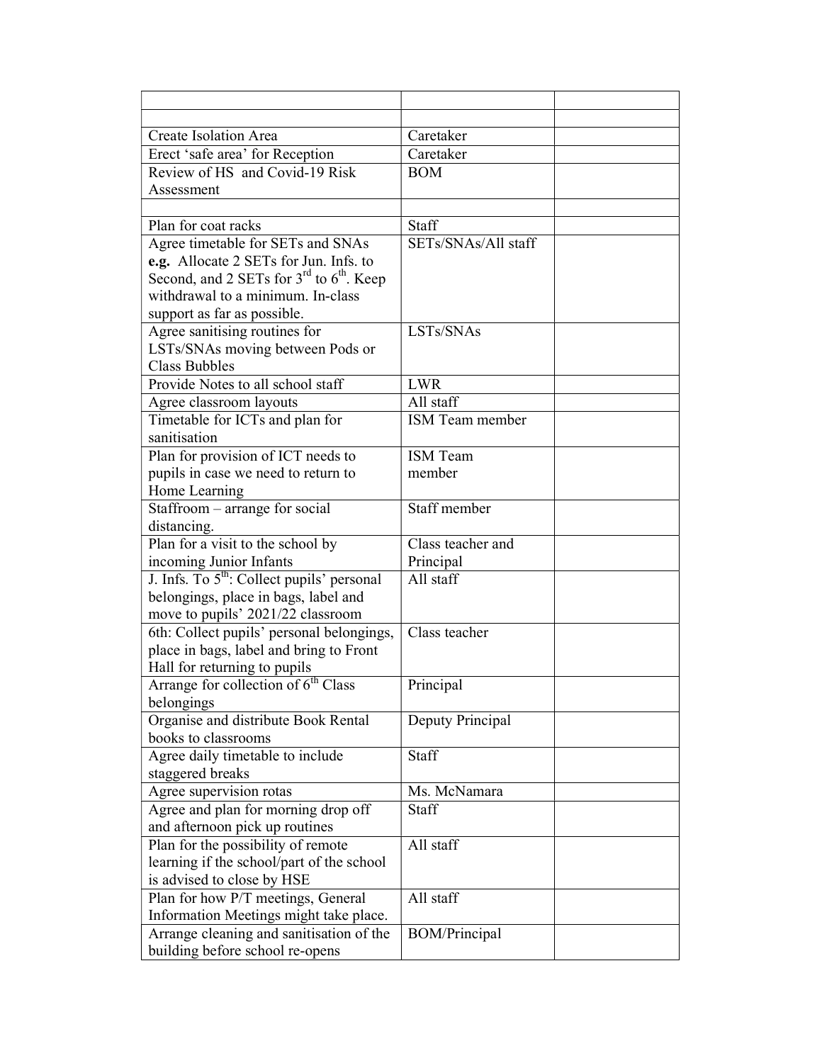| | | |
|---|---|---|
| | | |
| Create Isolation Area | Caretaker | |
| Erect 'safe area' for Reception | Caretaker | |
| Review of HS and Covid-19 Risk Assessment | BOM | |
| | | |
| Plan for coat racks | Staff | |
| Agree timetable for SETs and SNAs **e.g.** Allocate 2 SETs for Jun. Infs. to Second, and 2 SETs for 3rd to 6th. Keep withdrawal to a minimum. In-class support as far as possible. | SETs/SNAs/All staff | |
| Agree sanitising routines for LSTs/SNAs moving between Pods or Class Bubbles | LSTs/SNAs | |
| Provide Notes to all school staff | LWR | |
| Agree classroom layouts | All staff | |
| Timetable for ICTs and plan for sanitisation | ISM Team member | |
| Plan for provision of ICT needs to pupils in case we need to return to Home Learning | ISM Team member | |
| Staffroom – arrange for social distancing. | Staff member | |
| Plan for a visit to the school by incoming Junior Infants | Class teacher and Principal | |
| J. Infs. To 5th: Collect pupils' personal belongings, place in bags, label and move to pupils' 2021/22 classroom | All staff | |
| 6th: Collect pupils' personal belongings, place in bags, label and bring to Front Hall for returning to pupils | Class teacher | |
| Arrange for collection of 6th Class belongings | Principal | |
| Organise and distribute Book Rental books to classrooms | Deputy Principal | |
| Agree daily timetable to include staggered breaks | Staff | |
| Agree supervision rotas | Ms. McNamara | |
| Agree and plan for morning drop off and afternoon pick up routines | Staff | |
| Plan for the possibility of remote learning if the school/part of the school is advised to close by HSE | All staff | |
| Plan for how P/T meetings, General Information Meetings might take place. | All staff | |
| Arrange cleaning and sanitisation of the building before school re-opens | BOM/Principal | |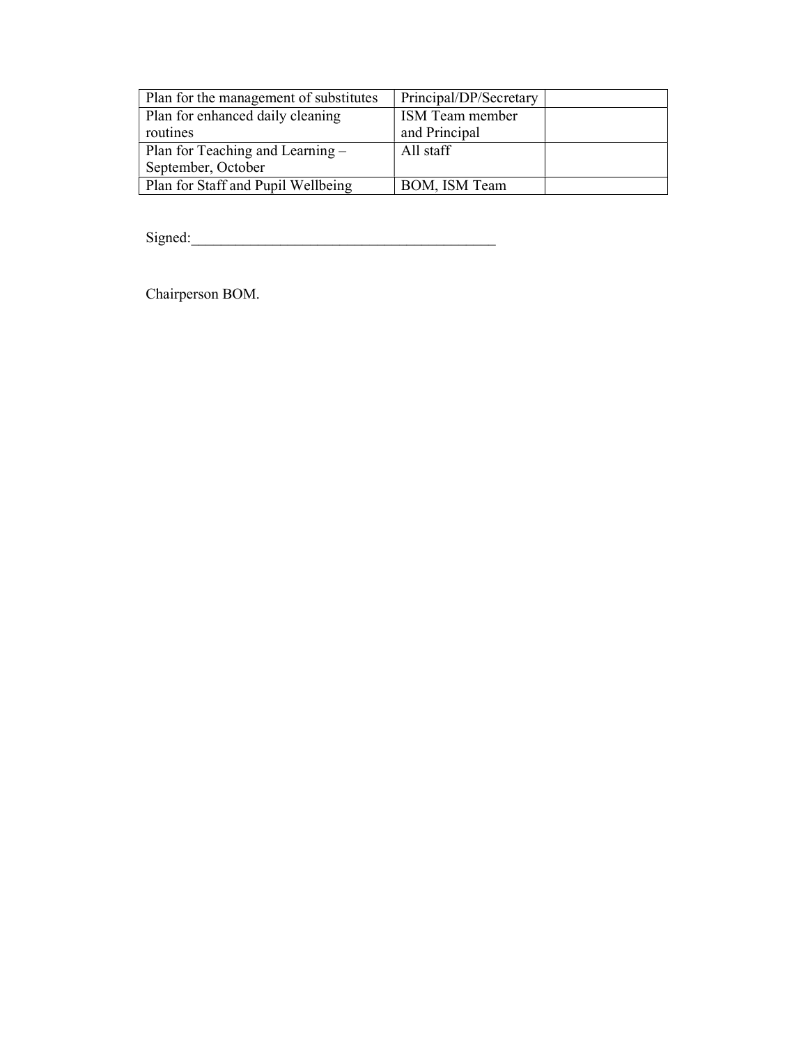| | | |
|---|---|---|
| Plan for the management of substitutes | Principal/DP/Secretary | |
| Plan for enhanced daily cleaning routines | ISM Team member and Principal | |
| Plan for Teaching and Learning – September, October | All staff | |
| Plan for Staff and Pupil Wellbeing | BOM, ISM Team | |

Signed:________________________________________

Chairperson BOM.